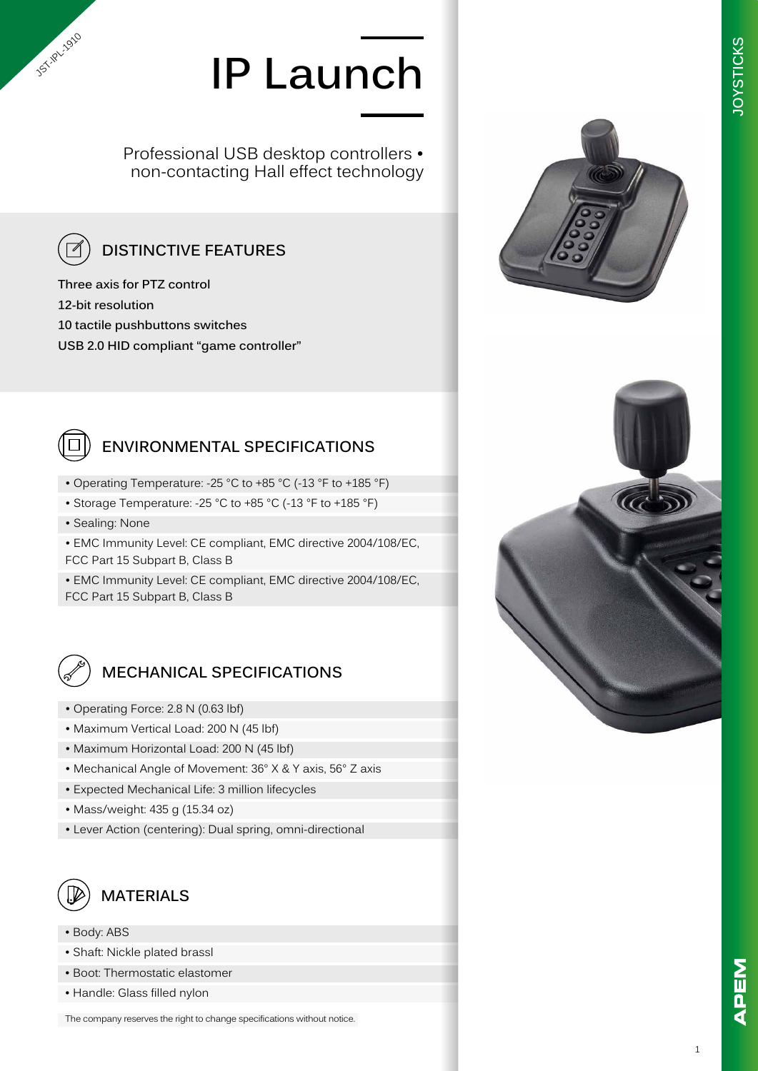JST-IPL-1910

# IP Launch

Professional USB desktop controllers • non-contacting Hall effect technology

## DISTINCTIVE FEATURES

**Three axis for PTZ control**

**12-bit resolution**

**10 tactile pushbuttons switches**

**USB 2.0 HID compliant "game controller"**

## ENVIRONMENTAL SPECIFICATIONS

- Operating Temperature: -25 °C to +85 °C (-13 °F to +185 °F)
- Storage Temperature: -25 °C to +85 °C (-13 °F to +185 °F)
- Sealing: None
- EMC Immunity Level: CE compliant, EMC directive 2004/108/EC, FCC Part 15 Subpart B, Class B
- EMC Immunity Level: CE compliant, EMC directive 2004/108/EC, FCC Part 15 Subpart B, Class B

## MECHANICAL SPECIFICATIONS

- Operating Force: 2.8 N (0.63 lbf)
- Maximum Vertical Load: 200 N (45 lbf)
- Maximum Horizontal Load: 200 N (45 lbf)
- Mechanical Angle of Movement: 36° X & Y axis, 56° Z axis
- Expected Mechanical Life: 3 million lifecycles
- Mass/weight: 435 g (15.34 oz)
- Lever Action (centering): Dual spring, omni-directional

## MATERIALS

- Body: ABS
- Shaft: Nickle plated brassl
- Boot: Thermostatic elastomer
- Handle: Glass filled nylon

The company reserves the right to change specifications without notice.

JOYSTICKS

APEM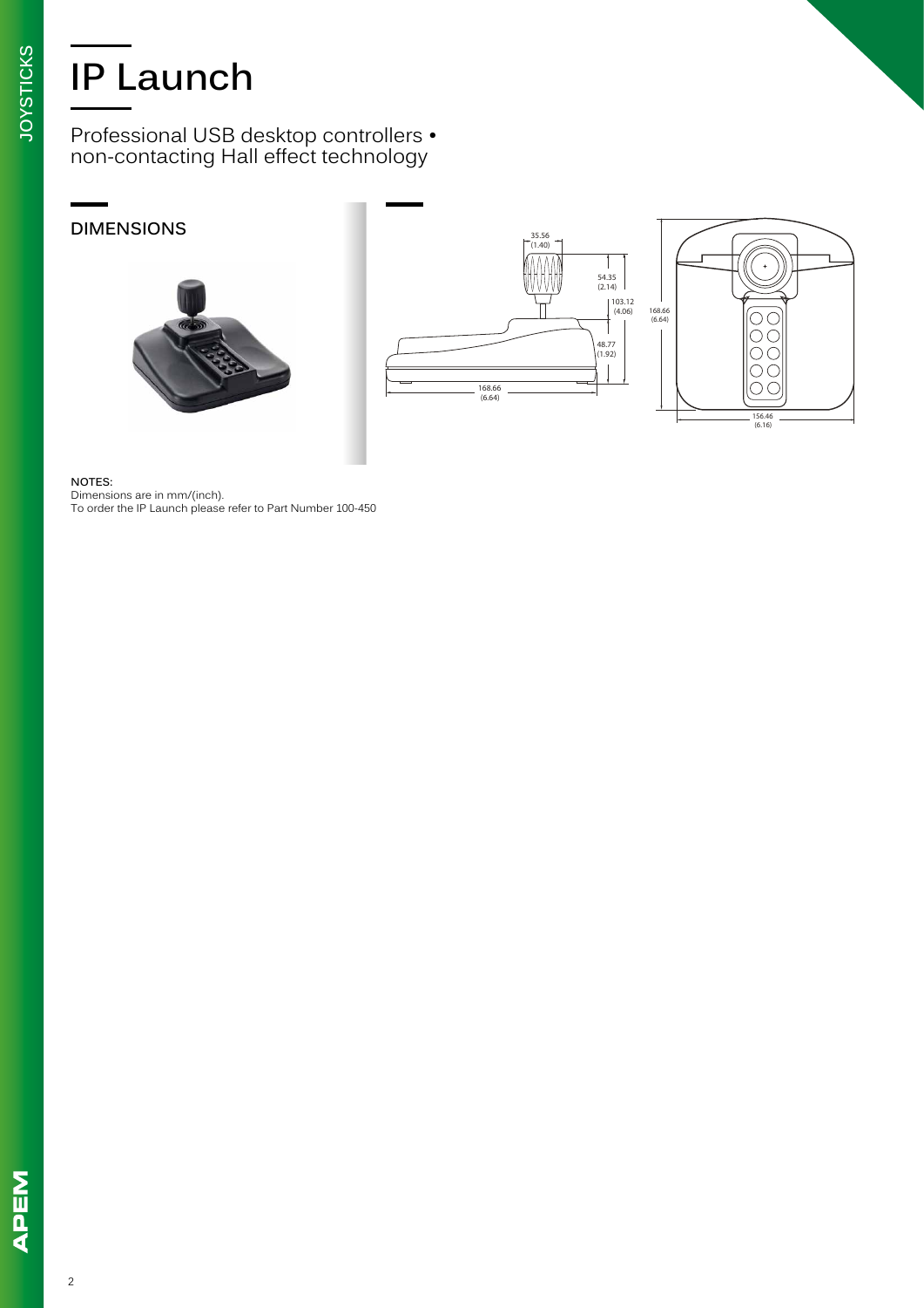# IP Launch

Professional USB desktop controllers • non-contacting Hall effect technology

## DIMENSIONS

35.56
(1.40)

54.35
(2.14)

103.12
(4.06)

48.77
(1.92)

168.66
(6.64)

168.66
(6.64)

156.46
(6.16)

**NOTES:**
Dimensions are in mm/(inch).
To order the IP Launch please refer to Part Number 100-450